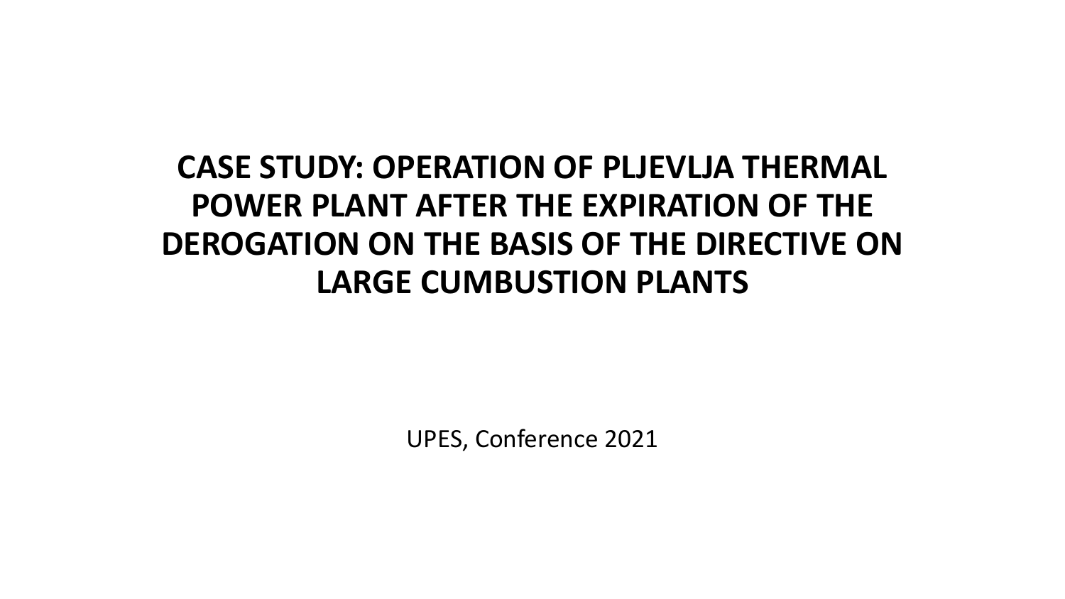# CASE STUDY: OPERATION OF PLJEVLJA THERMAL POWER PLANT AFTER THE EXPIRATION OF THE DEROGATION ON THE BASIS OF THE DIRECTIVE ON LARGE CUMBUSTION PLANTS

UPES, Conference 2021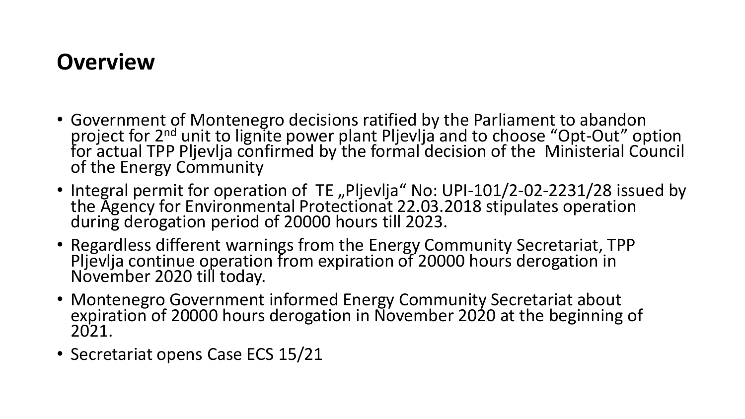## Overview

- Government of Montenegro decisions ratified by the Parliament to abandon project for 2nd unit to lignite power plant Pljevlja and to choose "Opt-Out" option for actual TPP Pljevlja confirmed by the formal decision of the Ministerial Council of the Energy Community
- Integral permit for operation of TE „Pljevlja" No: UPI-101/2-02-2231/28 issued by the Agency for Environmental Protectionat 22.03.2018 stipulates operation during derogation period of 20000 hours till 2023.
- Regardless different warnings from the Energy Community Secretariat, TPP Pljevlja continue operation from expiration of 20000 hours derogation in November 2020 till today.
- Montenegro Government informed Energy Community Secretariat about expiration of 20000 hours derogation in November 2020 at the beginning of 2021.
- Secretariat opens Case ECS 15/21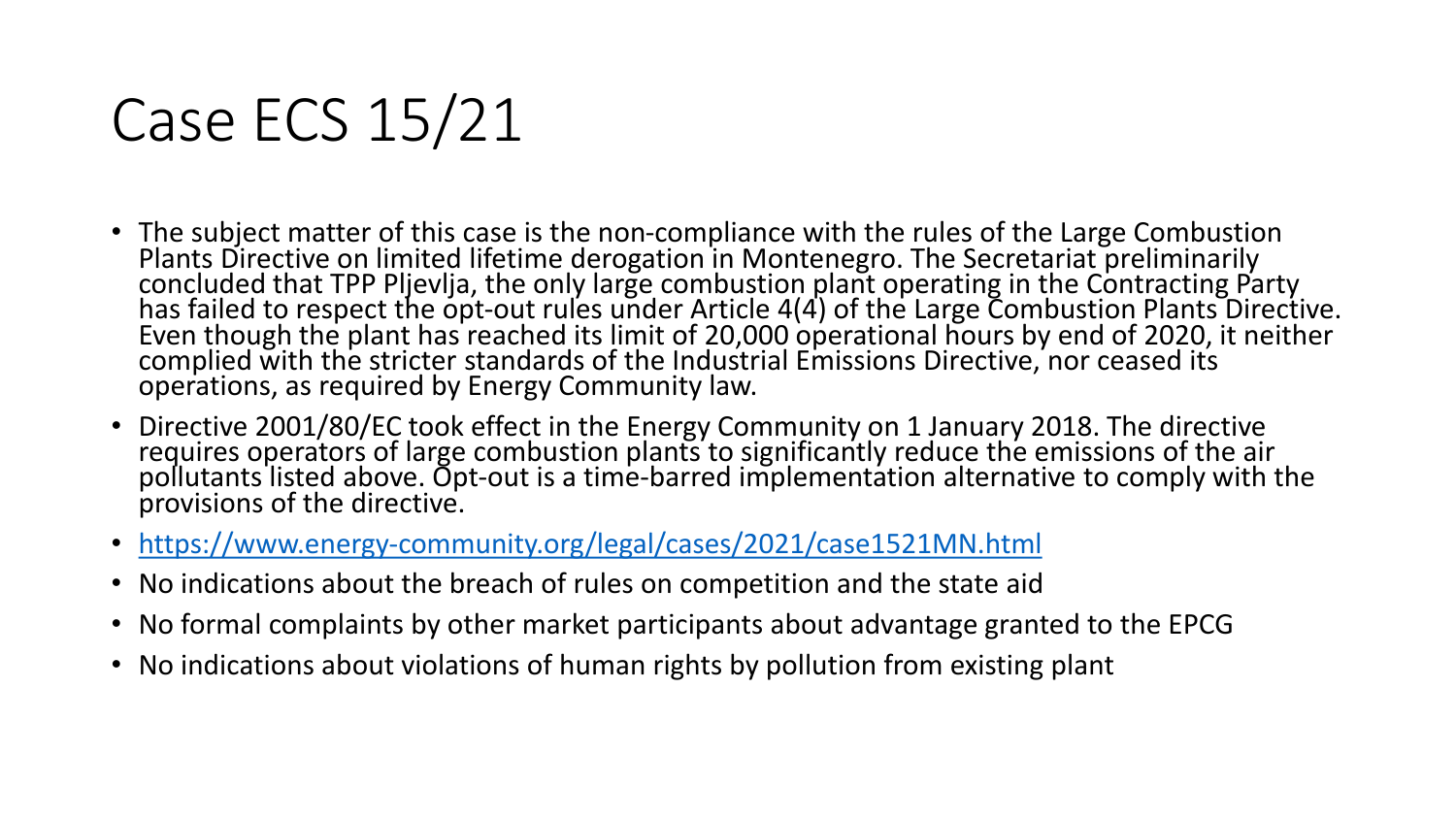# Case ECS 15/21

- The subject matter of this case is the non-compliance with the rules of the Large Combustion Plants Directive on limited lifetime derogation in Montenegro. The Secretariat preliminarily concluded that TPP Pljevlja, the only large combustion plant operating in the Contracting Party has failed to respect the opt-out rules under Article 4(4) of the Large Combustion Plants Directive. Even though the plant has reached its limit of 20,000 operational hours by end of 2020, it neither complied with the stricter standards of the Industrial Emissions Directive, nor ceased its operations, as required by Energy Community law.
- Directive 2001/80/EC took effect in the Energy Community on 1 January 2018. The directive requires operators of large combustion plants to significantly reduce the emissions of the air pollutants listed above. Opt-out is a time-barred implementation alternative to comply with the provisions of the directive.
- https://www.energy-community.org/legal/cases/2021/case1521MN.html
- No indications about the breach of rules on competition and the state aid
- No formal complaints by other market participants about advantage granted to the EPCG
- No indications about violations of human rights by pollution from existing plant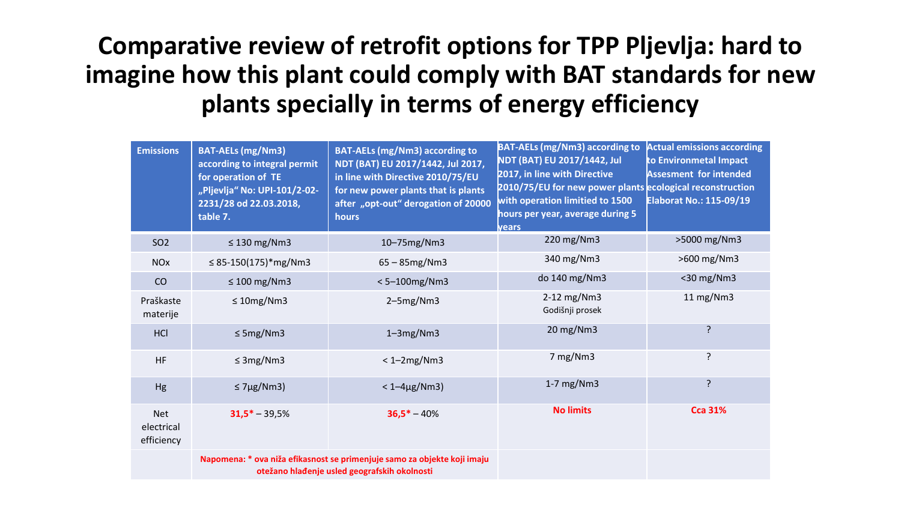# Comparative review of retrofit options for TPP Pljevlja: hard to imagine how this plant could comply with BAT standards for new plants specially in terms of energy efficiency

| Emissions | BAT-AELs (mg/Nm3) according to integral permit for operation of TE „Pljevlja“ No: UPI-101/2-02-2231/28 od 22.03.2018, table 7. | BAT-AELs (mg/Nm3) according to NDT (BAT) EU 2017/1442, Jul 2017, in line with Directive 2010/75/EU for new power plants that is plants after „opt-out“ derogation of 20000 hours | BAT-AELs (mg/Nm3) according to NDT (BAT) EU 2017/1442, Jul 2017, in line with Directive 2010/75/EU for new power plants with operation limitied to 1500 hours per year, average during 5 years | Actual emissions according to Environmetal Impact Assesment for intended ecological reconstruction Elaborat No.: 115-09/19 |
|---|---|---|---|---|
| $SO_2$ | ≤ 130 mg/Nm3 | 10–75mg/Nm3 | 220 mg/Nm3 | >5000 mg/Nm3 |
| $NO_x$ | ≤ 85-150(175)*mg/Nm3 | 65 – 85mg/Nm3 | 340 mg/Nm3 | >600 mg/Nm3 |
| CO | ≤ 100 mg/Nm3 | < 5–100mg/Nm3 | do 140 mg/Nm3 | <30 mg/Nm3 |
| Praškaste materije | ≤ 10mg/Nm3 | 2–5mg/Nm3 | 2-12 mg/Nm3 Godišnji prosek | 11 mg/Nm3 |
| HCl | ≤ 5mg/Nm3 | 1–3mg/Nm3 | 20 mg/Nm3 | ? |
| HF | ≤ 3mg/Nm3 | < 1–2mg/Nm3 | 7 mg/Nm3 | ? |
| Hg | ≤ 7μg/Nm3) | < 1–4μg/Nm3) | 1-7 mg/Nm3 | ? |
| Net electrical efficiency | **31,5*** – 39,5% | **36,5*** – 40% | **No limits** | **Cca 31%** |
| | **Napomena: * ova niža efikasnost se primenjuje samo za objekte koji imaju otežano hlađenje usled geografskih okolnosti** | | | |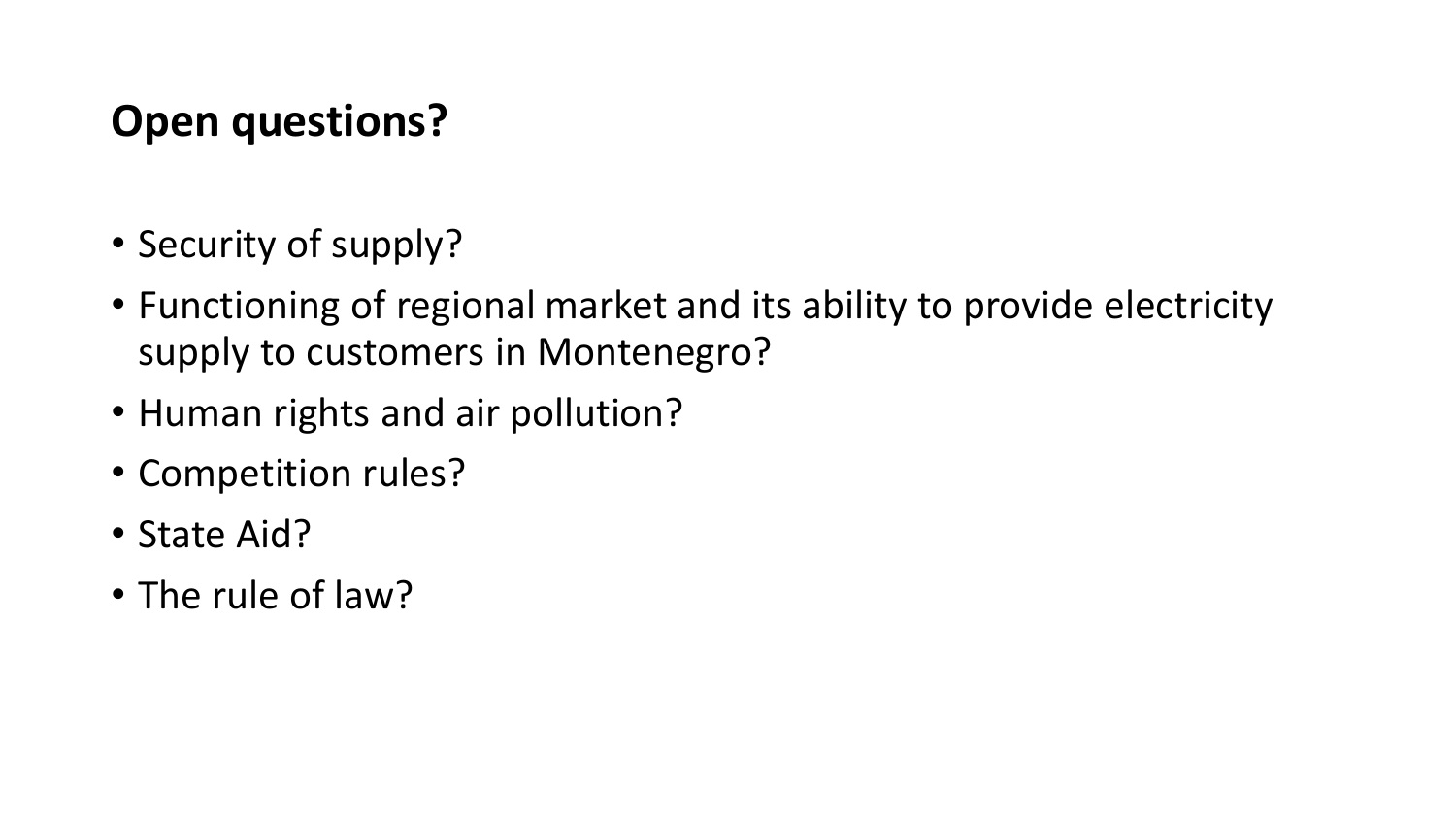# Open questions?

- Security of supply?
- Functioning of regional market and its ability to provide electricity supply to customers in Montenegro?
- Human rights and air pollution?
- Competition rules?
- State Aid?
- The rule of law?